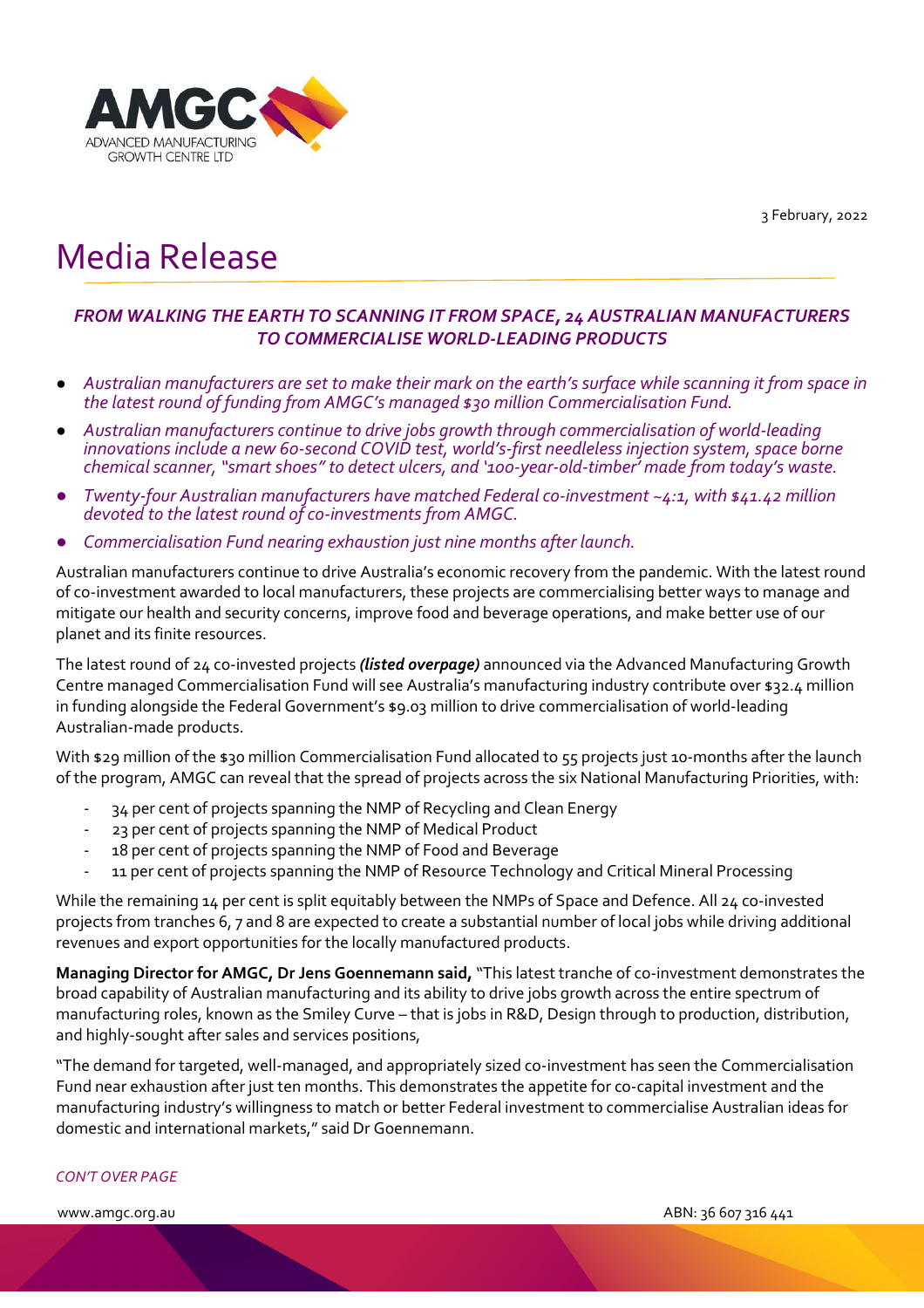3 February, 2022

# Media Release

## *FROM WALKING THE EARTH TO SCANNING IT FROM SPACE, 24 AUSTRALIAN MANUFACTURERS TO COMMERCIALISE WORLD-LEADING PRODUCTS*

- *Australian manufacturers are set to make their mark on the earth's surface while scanning it from space in the latest round of funding from AMGC's managed $30 million Commercialisation Fund.*
- *Australian manufacturers continue to drive jobs growth through commercialisation of world-leading innovations include a new 60-second COVID test, world's-first needleless injection system, space borne chemical scanner, "smart shoes" to detect ulcers, and '100-year-old-timber' made from today's waste.*
- *Twenty-four Australian manufacturers have matched Federal co-investment ~4:1, with $41.42 million devoted to the latest round of co-investments from AMGC.*
- *Commercialisation Fund nearing exhaustion just nine months after launch.*

Australian manufacturers continue to drive Australia's economic recovery from the pandemic. With the latest round of co-investment awarded to local manufacturers, these projects are commercialising better ways to manage and mitigate our health and security concerns, improve food and beverage operations, and make better use of our planet and its finite resources.

The latest round of 24 co-invested projects ***(listed overpage)*** announced via the Advanced Manufacturing Growth Centre managed Commercialisation Fund will see Australia's manufacturing industry contribute over $32.4 million in funding alongside the Federal Government's $9.03 million to drive commercialisation of world-leading Australian-made products.

With $29 million of the $30 million Commercialisation Fund allocated to 55 projects just 10-months after the launch of the program, AMGC can reveal that the spread of projects across the six National Manufacturing Priorities, with:

- 34 per cent of projects spanning the NMP of Recycling and Clean Energy
- 23 per cent of projects spanning the NMP of Medical Product
- 18 per cent of projects spanning the NMP of Food and Beverage
- 11 per cent of projects spanning the NMP of Resource Technology and Critical Mineral Processing

While the remaining 14 per cent is split equitably between the NMPs of Space and Defence. All 24 co-invested projects from tranches 6, 7 and 8 are expected to create a substantial number of local jobs while driving additional revenues and export opportunities for the locally manufactured products.

**Managing Director for AMGC, Dr Jens Goennemann said,** "This latest tranche of co-investment demonstrates the broad capability of Australian manufacturing and its ability to drive jobs growth across the entire spectrum of manufacturing roles, known as the Smiley Curve – that is jobs in R&D, Design through to production, distribution, and highly-sought after sales and services positions,

"The demand for targeted, well-managed, and appropriately sized co-investment has seen the Commercialisation Fund near exhaustion after just ten months. This demonstrates the appetite for co-capital investment and the manufacturing industry's willingness to match or better Federal investment to commercialise Australian ideas for domestic and international markets," said Dr Goennemann.

*CON'T OVER PAGE*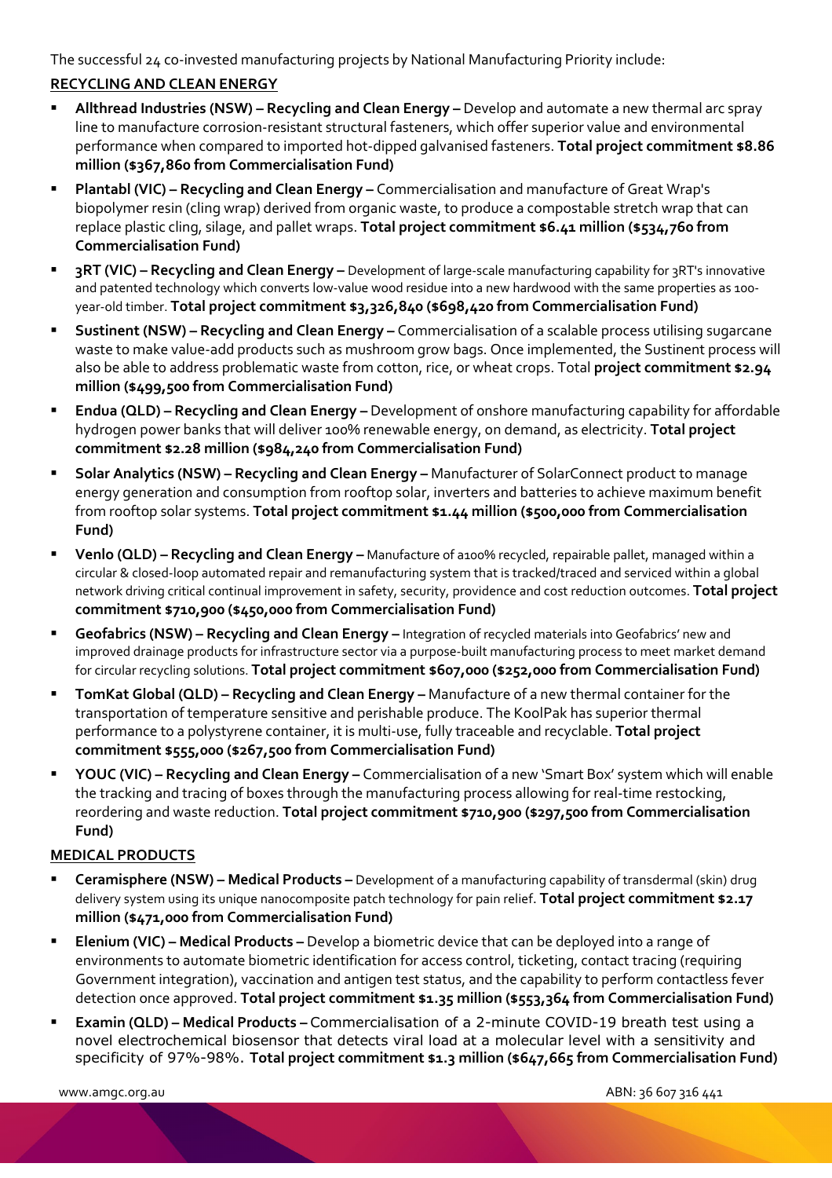The successful 24 co-invested manufacturing projects by National Manufacturing Priority include:

## RECYCLING AND CLEAN ENERGY

- **Allthread Industries (NSW) – Recycling and Clean Energy –** Develop and automate a new thermal arc spray line to manufacture corrosion-resistant structural fasteners, which offer superior value and environmental performance when compared to imported hot-dipped galvanised fasteners. **Total project commitment $8.86 million ($367,860 from Commercialisation Fund)**
- **Plantabl (VIC) – Recycling and Clean Energy –** Commercialisation and manufacture of Great Wrap's biopolymer resin (cling wrap) derived from organic waste, to produce a compostable stretch wrap that can replace plastic cling, silage, and pallet wraps. **Total project commitment $6.41 million ($534,760 from Commercialisation Fund)**
- **3RT (VIC) – Recycling and Clean Energy –** Development of large-scale manufacturing capability for 3RT's innovative and patented technology which converts low-value wood residue into a new hardwood with the same properties as 100-year-old timber. **Total project commitment $3,326,840 ($698,420 from Commercialisation Fund)**
- **Sustinent (NSW) – Recycling and Clean Energy –** Commercialisation of a scalable process utilising sugarcane waste to make value-add products such as mushroom grow bags. Once implemented, the Sustinent process will also be able to address problematic waste from cotton, rice, or wheat crops. Total **project commitment $2.94 million ($499,500 from Commercialisation Fund)**
- **Endua (QLD) – Recycling and Clean Energy –** Development of onshore manufacturing capability for affordable hydrogen power banks that will deliver 100% renewable energy, on demand, as electricity. **Total project commitment $2.28 million ($984,240 from Commercialisation Fund)**
- **Solar Analytics (NSW) – Recycling and Clean Energy –** Manufacturer of SolarConnect product to manage energy generation and consumption from rooftop solar, inverters and batteries to achieve maximum benefit from rooftop solar systems. **Total project commitment $1.44 million ($500,000 from Commercialisation Fund)**
- **Venlo (QLD) – Recycling and Clean Energy –** Manufacture of a100% recycled, repairable pallet, managed within a circular & closed-loop automated repair and remanufacturing system that is tracked/traced and serviced within a global network driving critical continual improvement in safety, security, providence and cost reduction outcomes. **Total project commitment $710,900 ($450,000 from Commercialisation Fund)**
- **Geofabrics (NSW) – Recycling and Clean Energy –** Integration of recycled materials into Geofabrics' new and improved drainage products for infrastructure sector via a purpose-built manufacturing process to meet market demand for circular recycling solutions. **Total project commitment $607,000 ($252,000 from Commercialisation Fund)**
- **TomKat Global (QLD) – Recycling and Clean Energy –** Manufacture of a new thermal container for the transportation of temperature sensitive and perishable produce. The KoolPak has superior thermal performance to a polystyrene container, it is multi-use, fully traceable and recyclable. **Total project commitment $555,000 ($267,500 from Commercialisation Fund)**
- **YOUC (VIC) – Recycling and Clean Energy –** Commercialisation of a new 'Smart Box' system which will enable the tracking and tracing of boxes through the manufacturing process allowing for real-time restocking, reordering and waste reduction. **Total project commitment $710,900 ($297,500 from Commercialisation Fund)**

## MEDICAL PRODUCTS

- **Ceramisphere (NSW) – Medical Products –** Development of a manufacturing capability of transdermal (skin) drug delivery system using its unique nanocomposite patch technology for pain relief. **Total project commitment $2.17 million ($471,000 from Commercialisation Fund)**
- **Elenium (VIC) – Medical Products –** Develop a biometric device that can be deployed into a range of environments to automate biometric identification for access control, ticketing, contact tracing (requiring Government integration), vaccination and antigen test status, and the capability to perform contactless fever detection once approved. **Total project commitment $1.35 million ($553,364 from Commercialisation Fund)**
- **Examin (QLD) – Medical Products –** Commercialisation of a 2-minute COVID-19 breath test using a novel electrochemical biosensor that detects viral load at a molecular level with a sensitivity and specificity of 97%-98%. **Total project commitment $1.3 million ($647,665 from Commercialisation Fund)**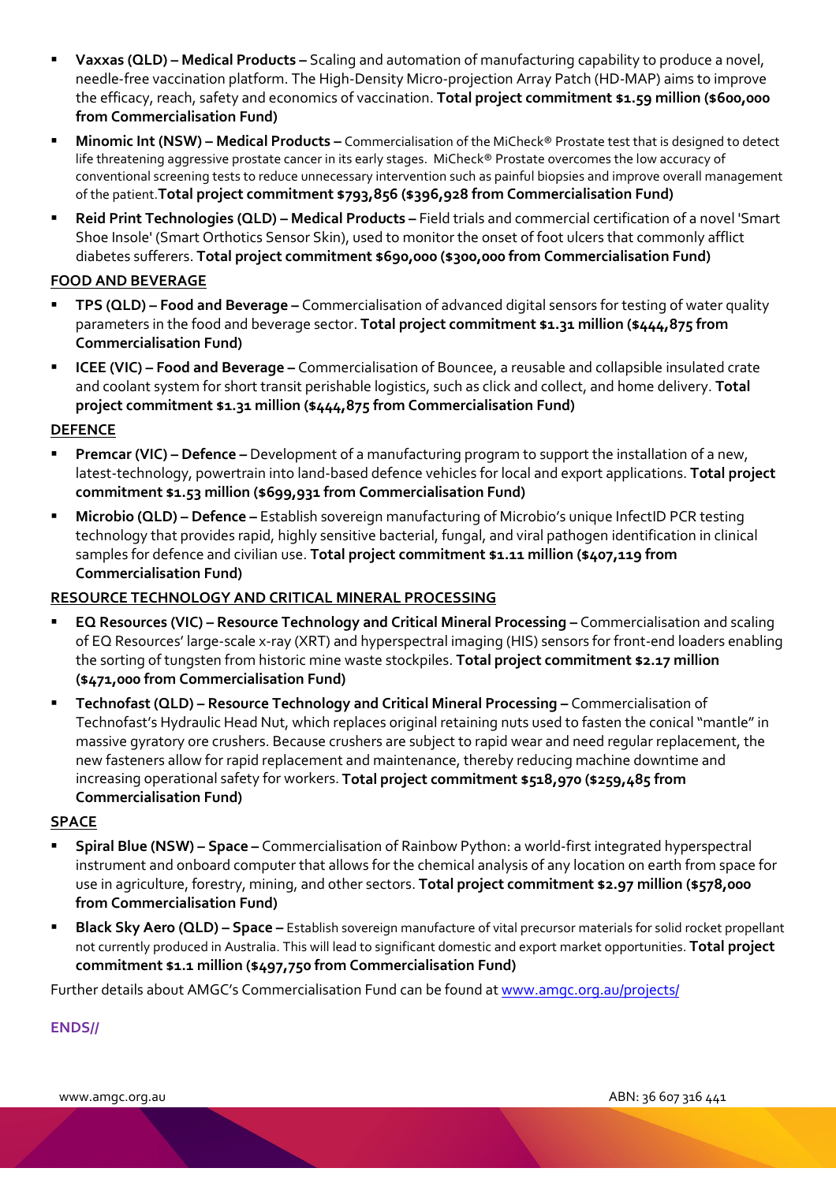- **Vaxxas (QLD) – Medical Products –** Scaling and automation of manufacturing capability to produce a novel, needle-free vaccination platform. The High-Density Micro-projection Array Patch (HD-MAP) aims to improve the efficacy, reach, safety and economics of vaccination. **Total project commitment $1.59 million ($600,000 from Commercialisation Fund)**
- **Minomic Int (NSW) – Medical Products –** Commercialisation of the MiCheck® Prostate test that is designed to detect life threatening aggressive prostate cancer in its early stages. MiCheck® Prostate overcomes the low accuracy of conventional screening tests to reduce unnecessary intervention such as painful biopsies and improve overall management of the patient.**Total project commitment $793,856 ($396,928 from Commercialisation Fund)**
- **Reid Print Technologies (QLD) – Medical Products –** Field trials and commercial certification of a novel 'Smart Shoe Insole' (Smart Orthotics Sensor Skin), used to monitor the onset of foot ulcers that commonly afflict diabetes sufferers. **Total project commitment $690,000 ($300,000 from Commercialisation Fund)**

**FOOD AND BEVERAGE**

- **TPS (QLD) – Food and Beverage –** Commercialisation of advanced digital sensors for testing of water quality parameters in the food and beverage sector. **Total project commitment $1.31 million ($444,875 from Commercialisation Fund)**
- **ICEE (VIC) – Food and Beverage –** Commercialisation of Bouncee, a reusable and collapsible insulated crate and coolant system for short transit perishable logistics, such as click and collect, and home delivery. **Total project commitment $1.31 million ($444,875 from Commercialisation Fund)**

**DEFENCE**

- **Premcar (VIC) – Defence –** Development of a manufacturing program to support the installation of a new, latest-technology, powertrain into land-based defence vehicles for local and export applications. **Total project commitment $1.53 million ($699,931 from Commercialisation Fund)**
- **Microbio (QLD) – Defence –** Establish sovereign manufacturing of Microbio's unique InfectID PCR testing technology that provides rapid, highly sensitive bacterial, fungal, and viral pathogen identification in clinical samples for defence and civilian use. **Total project commitment $1.11 million ($407,119 from Commercialisation Fund)**

**RESOURCE TECHNOLOGY AND CRITICAL MINERAL PROCESSING**

- **EQ Resources (VIC) – Resource Technology and Critical Mineral Processing –** Commercialisation and scaling of EQ Resources' large-scale x-ray (XRT) and hyperspectral imaging (HIS) sensors for front-end loaders enabling the sorting of tungsten from historic mine waste stockpiles. **Total project commitment $2.17 million ($471,000 from Commercialisation Fund)**
- **Technofast (QLD) – Resource Technology and Critical Mineral Processing –** Commercialisation of Technofast's Hydraulic Head Nut, which replaces original retaining nuts used to fasten the conical "mantle" in massive gyratory ore crushers. Because crushers are subject to rapid wear and need regular replacement, the new fasteners allow for rapid replacement and maintenance, thereby reducing machine downtime and increasing operational safety for workers. **Total project commitment $518,970 ($259,485 from Commercialisation Fund)**

**SPACE**

- **Spiral Blue (NSW) – Space –** Commercialisation of Rainbow Python: a world-first integrated hyperspectral instrument and onboard computer that allows for the chemical analysis of any location on earth from space for use in agriculture, forestry, mining, and other sectors. **Total project commitment $2.97 million ($578,000 from Commercialisation Fund)**
- **Black Sky Aero (QLD) – Space –** Establish sovereign manufacture of vital precursor materials for solid rocket propellant not currently produced in Australia. This will lead to significant domestic and export market opportunities. **Total project commitment $1.1 million ($497,750 from Commercialisation Fund)**

Further details about AMGC's Commercialisation Fund can be found at www.amgc.org.au/projects/

**ENDS//**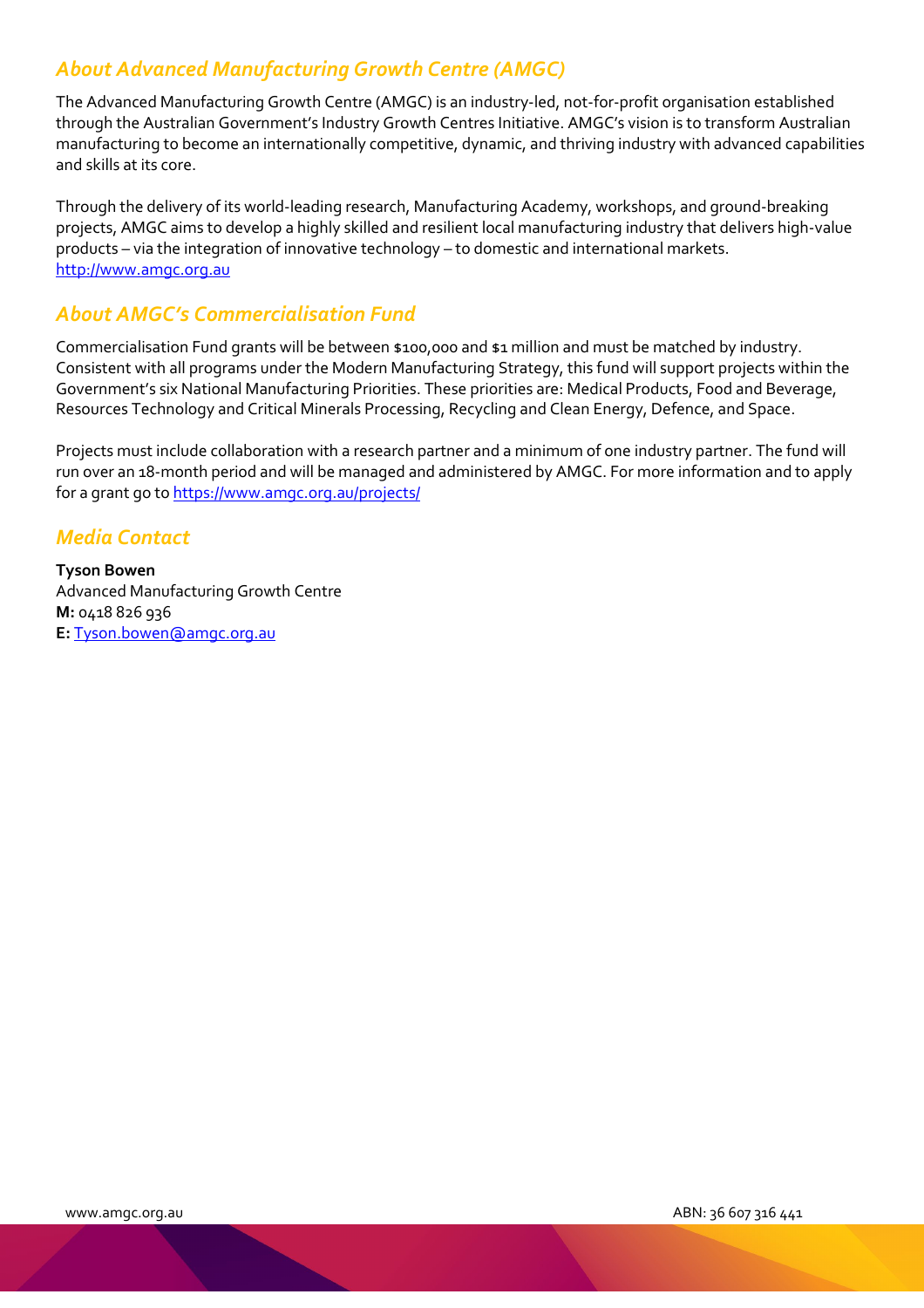## *About Advanced Manufacturing Growth Centre (AMGC)*

The Advanced Manufacturing Growth Centre (AMGC) is an industry-led, not-for-profit organisation established through the Australian Government's Industry Growth Centres Initiative. AMGC's vision is to transform Australian manufacturing to become an internationally competitive, dynamic, and thriving industry with advanced capabilities and skills at its core.

Through the delivery of its world-leading research, Manufacturing Academy, workshops, and ground-breaking projects, AMGC aims to develop a highly skilled and resilient local manufacturing industry that delivers high-value products – via the integration of innovative technology – to domestic and international markets.
[http://www.amgc.org.au](http://www.amgc.org.au)

## *About AMGC's Commercialisation Fund*

Commercialisation Fund grants will be between $100,000 and $1 million and must be matched by industry. Consistent with all programs under the Modern Manufacturing Strategy, this fund will support projects within the Government's six National Manufacturing Priorities. These priorities are: Medical Products, Food and Beverage, Resources Technology and Critical Minerals Processing, Recycling and Clean Energy, Defence, and Space.

Projects must include collaboration with a research partner and a minimum of one industry partner. The fund will run over an 18-month period and will be managed and administered by AMGC. For more information and to apply for a grant go to [https://www.amgc.org.au/projects/](https://www.amgc.org.au/projects/)

## *Media Contact*

**Tyson Bowen**
Advanced Manufacturing Growth Centre
**M:** 0418 826 936
**E:** [Tyson.bowen@amgc.org.au](mailto:Tyson.bowen@amgc.org.au)